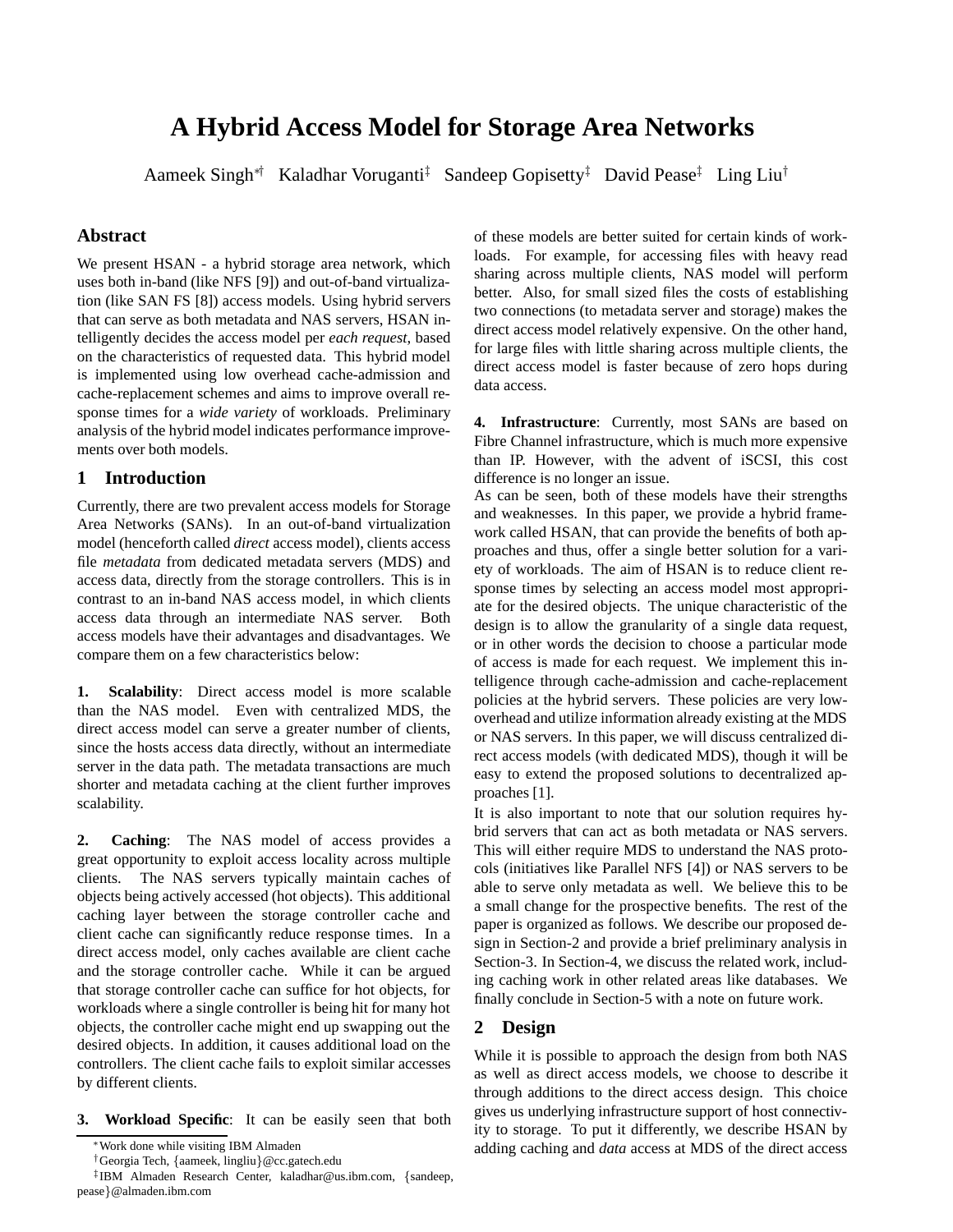# A Hybrid Access Model for Storage Area Networks

Aameek Singh[*†] Kaladhar Voruganti[‡] Sandeep Gopisetty[‡] David Pease[‡] Ling Liu[†]

## Abstract

We present HSAN - a hybrid storage area network, which uses both in-band (like NFS [9]) and out-of-band virtualization (like SAN FS [8]) access models. Using hybrid servers that can serve as both metadata and NAS servers, HSAN intelligently decides the access model per *each request*, based on the characteristics of requested data. This hybrid model is implemented using low overhead cache-admission and cache-replacement schemes and aims to improve overall response times for a *wide variety* of workloads. Preliminary analysis of the hybrid model indicates performance improvements over both models.

## 1 Introduction

Currently, there are two prevalent access models for Storage Area Networks (SANs). In an out-of-band virtualization model (henceforth called *direct* access model), clients access file *metadata* from dedicated metadata servers (MDS) and access data, directly from the storage controllers. This is in contrast to an in-band NAS access model, in which clients access data through an intermediate NAS server. Both access models have their advantages and disadvantages. We compare them on a few characteristics below:

**1. Scalability**: Direct access model is more scalable than the NAS model. Even with centralized MDS, the direct access model can serve a greater number of clients, since the hosts access data directly, without an intermediate server in the data path. The metadata transactions are much shorter and metadata caching at the client further improves scalability.

**2. Caching**: The NAS model of access provides a great opportunity to exploit access locality across multiple clients. The NAS servers typically maintain caches of objects being actively accessed (hot objects). This additional caching layer between the storage controller cache and client cache can significantly reduce response times. In a direct access model, only caches available are client cache and the storage controller cache. While it can be argued that storage controller cache can suffice for hot objects, for workloads where a single controller is being hit for many hot objects, the controller cache might end up swapping out the desired objects. In addition, it causes additional load on the controllers. The client cache fails to exploit similar accesses by different clients.

**3. Workload Specific**: It can be easily seen that both of these models are better suited for certain kinds of workloads. For example, for accessing files with heavy read sharing across multiple clients, NAS model will perform better. Also, for small sized files the costs of establishing two connections (to metadata server and storage) makes the direct access model relatively expensive. On the other hand, for large files with little sharing across multiple clients, the direct access model is faster because of zero hops during data access.

**4. Infrastructure**: Currently, most SANs are based on Fibre Channel infrastructure, which is much more expensive than IP. However, with the advent of iSCSI, this cost difference is no longer an issue.

As can be seen, both of these models have their strengths and weaknesses. In this paper, we provide a hybrid framework called HSAN, that can provide the benefits of both approaches and thus, offer a single better solution for a variety of workloads. The aim of HSAN is to reduce client response times by selecting an access model most appropriate for the desired objects. The unique characteristic of the design is to allow the granularity of a single data request, or in other words the decision to choose a particular mode of access is made for each request. We implement this intelligence through cache-admission and cache-replacement policies at the hybrid servers. These policies are very low-overhead and utilize information already existing at the MDS or NAS servers. In this paper, we will discuss centralized direct access models (with dedicated MDS), though it will be easy to extend the proposed solutions to decentralized approaches [1].

It is also important to note that our solution requires hybrid servers that can act as both metadata or NAS servers. This will either require MDS to understand the NAS protocols (initiatives like Parallel NFS [4]) or NAS servers to be able to serve only metadata as well. We believe this to be a small change for the prospective benefits. The rest of the paper is organized as follows. We describe our proposed design in Section-2 and provide a brief preliminary analysis in Section-3. In Section-4, we discuss the related work, including caching work in other related areas like databases. We finally conclude in Section-5 with a note on future work.

## 2 Design

While it is possible to approach the design from both NAS as well as direct access models, we choose to describe it through additions to the direct access design. This choice gives us underlying infrastructure support of host connectivity to storage. To put it differently, we describe HSAN by adding caching and *data* access at MDS of the direct access

---

[*] Work done while visiting IBM Almaden

[†] Georgia Tech, {aameek, lingliu}@cc.gatech.edu

[‡] IBM Almaden Research Center, kaladhar@us.ibm.com, {sandeep, pease}@almaden.ibm.com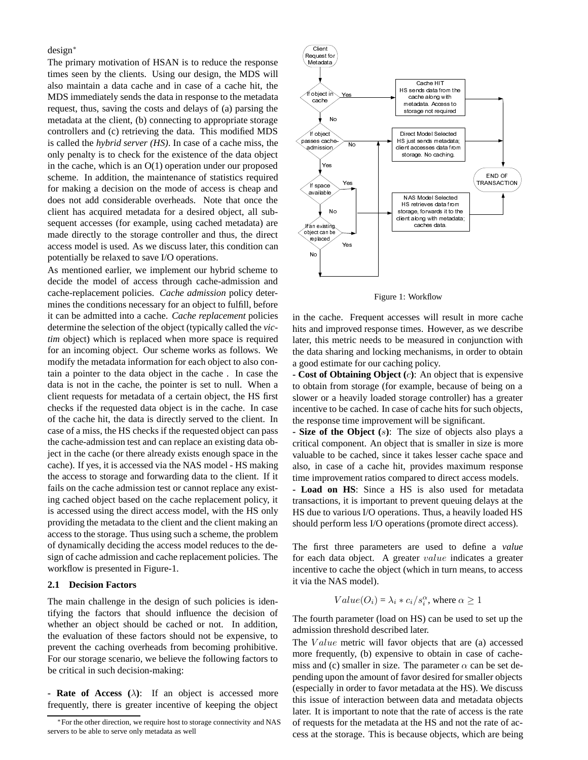design*

The primary motivation of HSAN is to reduce the response times seen by the clients. Using our design, the MDS will also maintain a data cache and in case of a cache hit, the MDS immediately sends the data in response to the metadata request, thus, saving the costs and delays of (a) parsing the metadata at the client, (b) connecting to appropriate storage controllers and (c) retrieving the data. This modified MDS is called the *hybrid server (HS)*. In case of a cache miss, the only penalty is to check for the existence of the data object in the cache, which is an O(1) operation under our proposed scheme. In addition, the maintenance of statistics required for making a decision on the mode of access is cheap and does not add considerable overheads. Note that once the client has acquired metadata for a desired object, all subsequent accesses (for example, using cached metadata) are made directly to the storage controller and thus, the direct access model is used. As we discuss later, this condition can potentially be relaxed to save I/O operations.

As mentioned earlier, we implement our hybrid scheme to decide the model of access through cache-admission and cache-replacement policies. *Cache admission* policy determines the conditions necessary for an object to fulfill, before it can be admitted into a cache. *Cache replacement* policies determine the selection of the object (typically called the *victim* object) which is replaced when more space is required for an incoming object. Our scheme works as follows. We modify the metadata information for each object to also contain a pointer to the data object in the cache . In case the data is not in the cache, the pointer is set to null. When a client requests for metadata of a certain object, the HS first checks if the requested data object is in the cache. In case of the cache hit, the data is directly served to the client. In case of a miss, the HS checks if the requested object can pass the cache-admission test and can replace an existing data object in the cache (or there already exists enough space in the cache). If yes, it is accessed via the NAS model - HS making the access to storage and forwarding data to the client. If it fails on the cache admission test or cannot replace any existing cached object based on the cache replacement policy, it is accessed using the direct access model, with the HS only providing the metadata to the client and the client making an access to the storage. Thus using such a scheme, the problem of dynamically deciding the access model reduces to the design of cache admission and cache replacement policies. The workflow is presented in Figure-1.

Client Request for Metadata

If object in cache — Yes → Cache HIT: HS sends data from the cache along with metadata. Access to storage not required

No

If object passes cache-admission — No → Direct Model Selected: HS just sends metadata; client accesses data from storage. No caching.

Yes

If space available — Yes → NAS Model Selected: HS retrieves data from storage, forwards it to the client along with metadata; caches data.

No

If an existing object can be replaced — Yes

No

END OF TRANSACTION

Figure 1: Workflow

### 2.1 Decision Factors

The main challenge in the design of such policies is identifying the factors that should influence the decision of whether an object should be cached or not. In addition, the evaluation of these factors should not be expensive, to prevent the caching overheads from becoming prohibitive. For our storage scenario, we believe the following factors to be critical in such decision-making:

**- Rate of Access ($\lambda$)**: If an object is accessed more frequently, there is greater incentive of keeping the object in the cache. Frequent accesses will result in more cache hits and improved response times. However, as we describe later, this metric needs to be measured in conjunction with the data sharing and locking mechanisms, in order to obtain a good estimate for our caching policy.

**- Cost of Obtaining Object ($c$)**: An object that is expensive to obtain from storage (for example, because of being on a slower or a heavily loaded storage controller) has a greater incentive to be cached. In case of cache hits for such objects, the response time improvement will be significant.

**- Size of the Object ($s$)**: The size of objects also plays a critical component. An object that is smaller in size is more valuable to be cached, since it takes lesser cache space and also, in case of a cache hit, provides maximum response time improvement ratios compared to direct access models.

**- Load on HS**: Since a HS is also used for metadata transactions, it is important to prevent queuing delays at the HS due to various I/O operations. Thus, a heavily loaded HS should perform less I/O operations (promote direct access).

The first three parameters are used to define a *value* for each data object. A greater $value$ indicates a greater incentive to cache the object (which in turn means, to access it via the NAS model).

$$Value(O_i) = \lambda_i * c_i / s_i^{\alpha}, \text{ where } \alpha \geq 1$$

The fourth parameter (load on HS) can be used to set up the admission threshold described later.

The $Value$ metric will favor objects that are (a) accessed more frequently, (b) expensive to obtain in case of cache-miss and (c) smaller in size. The parameter $\alpha$ can be set depending upon the amount of favor desired for smaller objects (especially in order to favor metadata at the HS). We discuss this issue of interaction between data and metadata objects later. It is important to note that the rate of access is the rate of requests for the metadata at the HS and not the rate of access at the storage. This is because objects, which are being

*For the other direction, we require host to storage connectivity and NAS servers to be able to serve only metadata as well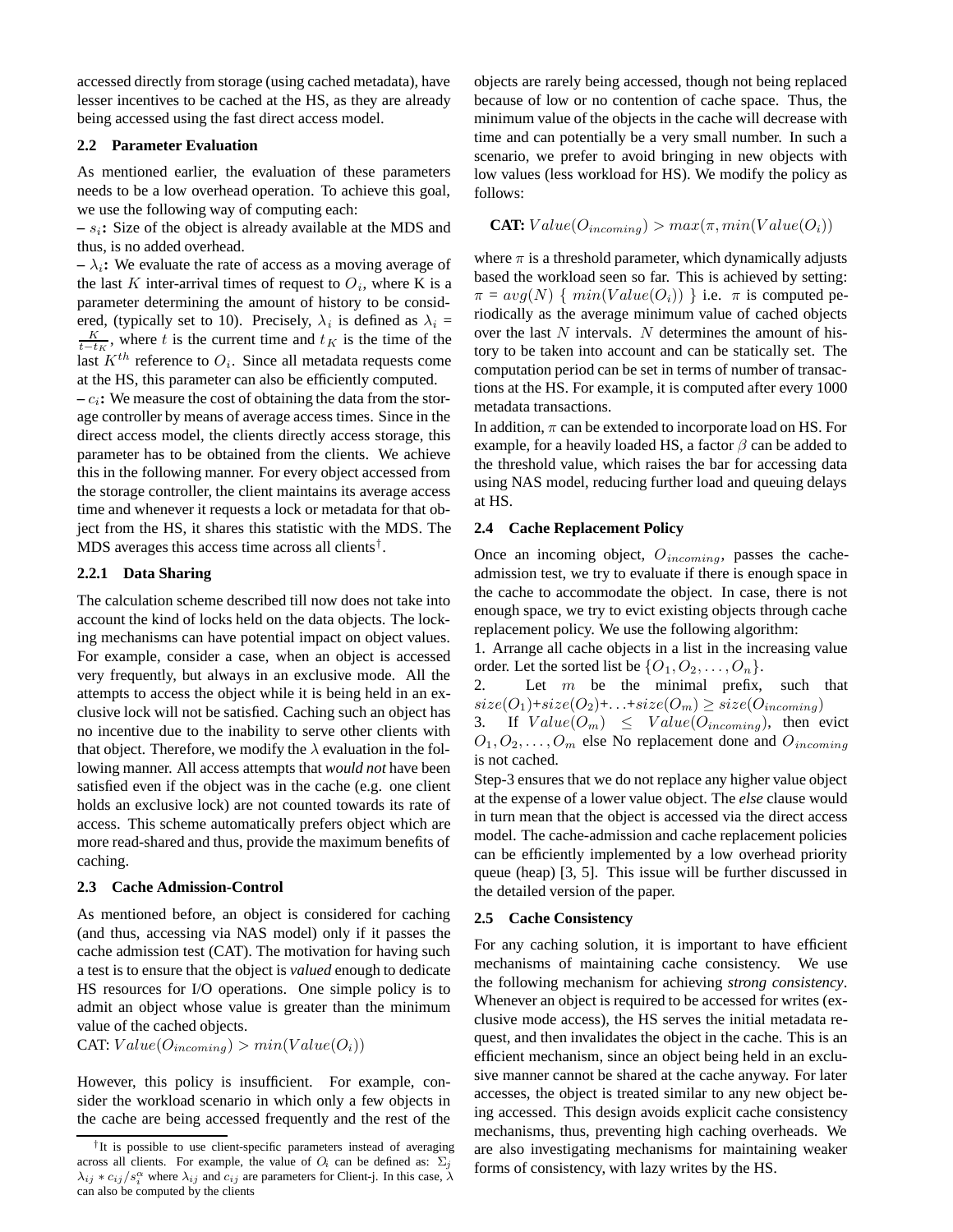accessed directly from storage (using cached metadata), have lesser incentives to be cached at the HS, as they are already being accessed using the fast direct access model.

### 2.2 Parameter Evaluation

As mentioned earlier, the evaluation of these parameters needs to be a low overhead operation. To achieve this goal, we use the following way of computing each:

**– $s_i$:** Size of the object is already available at the MDS and thus, is no added overhead.

**– $\lambda_i$:** We evaluate the rate of access as a moving average of the last $K$ inter-arrival times of request to $O_i$, where K is a parameter determining the amount of history to be considered, (typically set to 10). Precisely, $\lambda_i$ is defined as $\lambda_i = \frac{K}{t - t_K}$, where $t$ is the current time and $t_K$ is the time of the last $K^{th}$ reference to $O_i$. Since all metadata requests come at the HS, this parameter can also be efficiently computed.

**– $c_i$:** We measure the cost of obtaining the data from the storage controller by means of average access times. Since in the direct access model, the clients directly access storage, this parameter has to be obtained from the clients. We achieve this in the following manner. For every object accessed from the storage controller, the client maintains its average access time and whenever it requests a lock or metadata for that object from the HS, it shares this statistic with the MDS. The MDS averages this access time across all clients[†].

#### 2.2.1 Data Sharing

The calculation scheme described till now does not take into account the kind of locks held on the data objects. The locking mechanisms can have potential impact on object values. For example, consider a case, when an object is accessed very frequently, but always in an exclusive mode. All the attempts to access the object while it is being held in an exclusive lock will not be satisfied. Caching such an object has no incentive due to the inability to serve other clients with that object. Therefore, we modify the $\lambda$ evaluation in the following manner. All access attempts that *would not* have been satisfied even if the object was in the cache (e.g. one client holds an exclusive lock) are not counted towards its rate of access. This scheme automatically prefers object which are more read-shared and thus, provide the maximum benefits of caching.

### 2.3 Cache Admission-Control

As mentioned before, an object is considered for caching (and thus, accessing via NAS model) only if it passes the cache admission test (CAT). The motivation for having such a test is to ensure that the object is *valued* enough to dedicate HS resources for I/O operations. One simple policy is to admit an object whose value is greater than the minimum value of the cached objects.

CAT: $Value(O_{incoming}) > min(Value(O_i))$

However, this policy is insufficient. For example, consider the workload scenario in which only a few objects in the cache are being accessed frequently and the rest of the objects are rarely being accessed, though not being replaced because of low or no contention of cache space. Thus, the minimum value of the objects in the cache will decrease with time and can potentially be a very small number. In such a scenario, we prefer to avoid bringing in new objects with low values (less workload for HS). We modify the policy as follows:

**CAT:** $Value(O_{incoming}) > max(\pi, min(Value(O_i))$

where $\pi$ is a threshold parameter, which dynamically adjusts based the workload seen so far. This is achieved by setting: $\pi = avg(N)$ { $min(Value(O_i))$ } i.e. $\pi$ is computed periodically as the average minimum value of cached objects over the last $N$ intervals. $N$ determines the amount of history to be taken into account and can be statically set. The computation period can be set in terms of number of transactions at the HS. For example, it is computed after every 1000 metadata transactions.

In addition, $\pi$ can be extended to incorporate load on HS. For example, for a heavily loaded HS, a factor $\beta$ can be added to the threshold value, which raises the bar for accessing data using NAS model, reducing further load and queuing delays at HS.

### 2.4 Cache Replacement Policy

Once an incoming object, $O_{incoming}$, passes the cache-admission test, we try to evaluate if there is enough space in the cache to accommodate the object. In case, there is not enough space, we try to evict existing objects through cache replacement policy. We use the following algorithm:

1. Arrange all cache objects in a list in the increasing value order. Let the sorted list be $\{O_1, O_2, \ldots, O_n\}$.
2. Let $m$ be the minimal prefix, such that $size(O_1)$+$size(O_2)$+...+$size(O_m) \geq size(O_{incoming})$
3. If $Value(O_m) \leq Value(O_{incoming})$, then evict $O_1, O_2, \ldots, O_m$ else No replacement done and $O_{incoming}$ is not cached.

Step-3 ensures that we do not replace any higher value object at the expense of a lower value object. The *else* clause would in turn mean that the object is accessed via the direct access model. The cache-admission and cache replacement policies can be efficiently implemented by a low overhead priority queue (heap) [3, 5]. This issue will be further discussed in the detailed version of the paper.

### 2.5 Cache Consistency

For any caching solution, it is important to have efficient mechanisms of maintaining cache consistency. We use the following mechanism for achieving *strong consistency*. Whenever an object is required to be accessed for writes (exclusive mode access), the HS serves the initial metadata request, and then invalidates the object in the cache. This is an efficient mechanism, since an object being held in an exclusive manner cannot be shared at the cache anyway. For later accesses, the object is treated similar to any new object being accessed. This design avoids explicit cache consistency mechanisms, thus, preventing high caching overheads. We are also investigating mechanisms for maintaining weaker forms of consistency, with lazy writes by the HS.

---

[†] It is possible to use client-specific parameters instead of averaging across all clients. For example, the value of $O_i$ can be defined as: $\Sigma_j \lambda_{ij} * c_{ij}/s_i^{\alpha}$ where $\lambda_{ij}$ and $c_{ij}$ are parameters for Client-j. In this case, $\lambda$ can also be computed by the clients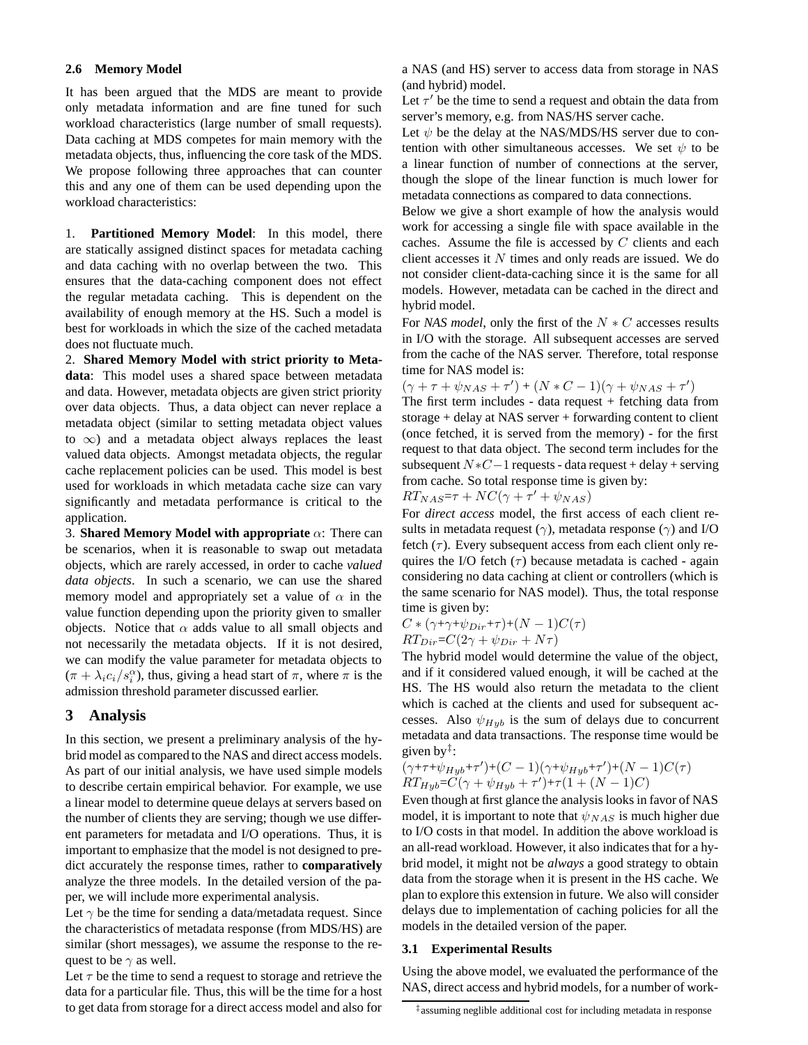### 2.6 Memory Model

It has been argued that the MDS are meant to provide only metadata information and are fine tuned for such workload characteristics (large number of small requests). Data caching at MDS competes for main memory with the metadata objects, thus, influencing the core task of the MDS. We propose following three approaches that can counter this and any one of them can be used depending upon the workload characteristics:

1. **Partitioned Memory Model**: In this model, there are statically assigned distinct spaces for metadata caching and data caching with no overlap between the two. This ensures that the data-caching component does not effect the regular metadata caching. This is dependent on the availability of enough memory at the HS. Such a model is best for workloads in which the size of the cached metadata does not fluctuate much.

2. **Shared Memory Model with strict priority to Metadata**: This model uses a shared space between metadata and data. However, metadata objects are given strict priority over data objects. Thus, a data object can never replace a metadata object (similar to setting metadata object values to $\infty$) and a metadata object always replaces the least valued data objects. Amongst metadata objects, the regular cache replacement policies can be used. This model is best used for workloads in which metadata cache size can vary significantly and metadata performance is critical to the application.

3. **Shared Memory Model with appropriate** $\alpha$: There can be scenarios, when it is reasonable to swap out metadata objects, which are rarely accessed, in order to cache *valued data objects*. In such a scenario, we can use the shared memory model and appropriately set a value of $\alpha$ in the value function depending upon the priority given to smaller objects. Notice that $\alpha$ adds value to all small objects and not necessarily the metadata objects. If it is not desired, we can modify the value parameter for metadata objects to $(\pi + \lambda_i c_i / s_i^{\alpha})$, thus, giving a head start of $\pi$, where $\pi$ is the admission threshold parameter discussed earlier.

## 3 Analysis

In this section, we present a preliminary analysis of the hybrid model as compared to the NAS and direct access models. As part of our initial analysis, we have used simple models to describe certain empirical behavior. For example, we use a linear model to determine queue delays at servers based on the number of clients they are serving; though we use different parameters for metadata and I/O operations. Thus, it is important to emphasize that the model is not designed to predict accurately the response times, rather to **comparatively** analyze the three models. In the detailed version of the paper, we will include more experimental analysis.

Let $\gamma$ be the time for sending a data/metadata request. Since the characteristics of metadata response (from MDS/HS) are similar (short messages), we assume the response to the request to be $\gamma$ as well.

Let $\tau$ be the time to send a request to storage and retrieve the data for a particular file. Thus, this will be the time for a host to get data from storage for a direct access model and also for a NAS (and HS) server to access data from storage in NAS (and hybrid) model.

Let $\tau'$ be the time to send a request and obtain the data from server's memory, e.g. from NAS/HS server cache.

Let $\psi$ be the delay at the NAS/MDS/HS server due to contention with other simultaneous accesses. We set $\psi$ to be a linear function of number of connections at the server, though the slope of the linear function is much lower for metadata connections as compared to data connections.

Below we give a short example of how the analysis would work for accessing a single file with space available in the caches. Assume the file is accessed by $C$ clients and each client accesses it $N$ times and only reads are issued. We do not consider client-data-caching since it is the same for all models. However, metadata can be cached in the direct and hybrid model.

For *NAS model*, only the first of the $N * C$ accesses results in I/O with the storage. All subsequent accesses are served from the cache of the NAS server. Therefore, total response time for NAS model is:

$(\gamma + \tau + \psi_{NAS} + \tau') + (N * C - 1)(\gamma + \psi_{NAS} + \tau')$

The first term includes - data request + fetching data from storage + delay at NAS server + forwarding content to client (once fetched, it is served from the memory) - for the first request to that data object. The second term includes for the subsequent $N*C-1$ requests - data request + delay + serving from cache. So total response time is given by:

$RT_{NAS} = \tau + NC(\gamma + \tau' + \psi_{NAS})$

For *direct access* model, the first access of each client results in metadata request ($\gamma$), metadata response ($\gamma$) and I/O fetch ($\tau$). Every subsequent access from each client only requires the I/O fetch ($\tau$) because metadata is cached - again considering no data caching at client or controllers (which is the same scenario for NAS model). Thus, the total response time is given by:

$C * (\gamma + \gamma + \psi_{Dir} + \tau) + (N - 1)C(\tau)$

$RT_{Dir} = C(2\gamma + \psi_{Dir} + N\tau)$

The hybrid model would determine the value of the object, and if it considered valued enough, it will be cached at the HS. The HS would also return the metadata to the client which is cached at the clients and used for subsequent accesses. Also $\psi_{Hyb}$ is the sum of delays due to concurrent metadata and data transactions. The response time would be given by[‡]:

$(\gamma + \tau + \psi_{Hyb} + \tau') + (C - 1)(\gamma + \psi_{Hyb} + \tau') + (N - 1)C(\tau)$

$RT_{Hyb} = C(\gamma + \psi_{Hyb} + \tau') + \tau(1 + (N - 1)C)$

Even though at first glance the analysis looks in favor of NAS model, it is important to note that $\psi_{NAS}$ is much higher due to I/O costs in that model. In addition the above workload is an all-read workload. However, it also indicates that for a hybrid model, it might not be *always* a good strategy to obtain data from the storage when it is present in the HS cache. We plan to explore this extension in future. We also will consider delays due to implementation of caching policies for all the models in the detailed version of the paper.

### 3.1 Experimental Results

Using the above model, we evaluated the performance of the NAS, direct access and hybrid models, for a number of work-

[‡] assuming negligible additional cost for including metadata in response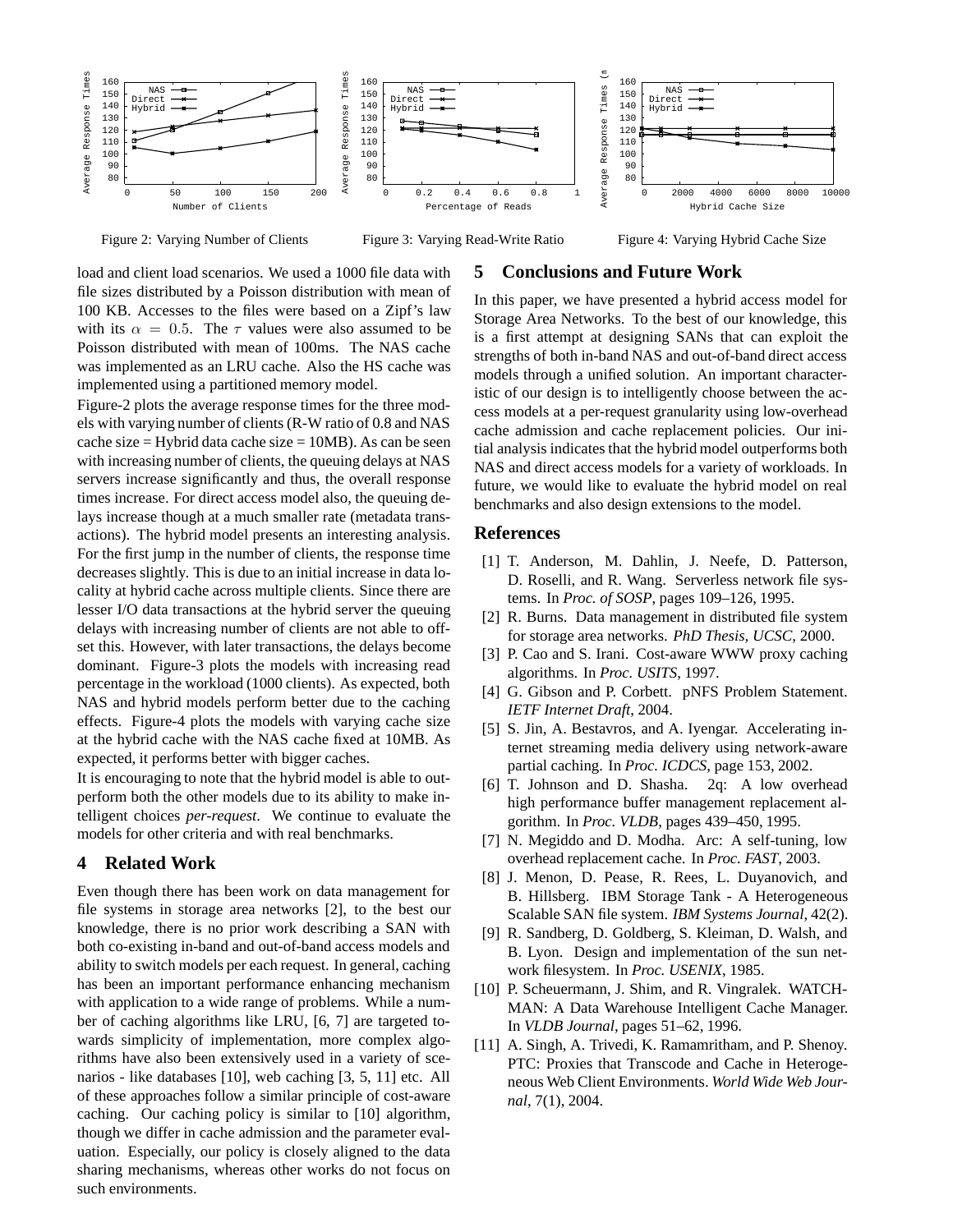Average Response Times
160
150
140
130
120
110
100
90
80
0 50 100 150 200
Number of Clients
NAS
Direct
Hybrid

Figure 2: Varying Number of Clients

Average Response Times
160
150
140
130
120
110
100
90
80
0 0.2 0.4 0.6 0.8 1
Percentage of Reads
NAS
Direct
Hybrid

Figure 3: Varying Read-Write Ratio

Average Response Times (n
160
150
140
130
120
110
100
90
80
0 2000 4000 6000 8000 10000
Hybrid Cache Size
NAS
Direct
Hybrid

Figure 4: Varying Hybrid Cache Size

load and client load scenarios. We used a 1000 file data with file sizes distributed by a Poisson distribution with mean of 100 KB. Accesses to the files were based on a Zipf's law with its $\alpha = 0.5$. The $\tau$ values were also assumed to be Poisson distributed with mean of 100ms. The NAS cache was implemented as an LRU cache. Also the HS cache was implemented using a partitioned memory model.

Figure-2 plots the average response times for the three models with varying number of clients (R-W ratio of 0.8 and NAS cache size = Hybrid data cache size = 10MB). As can be seen with increasing number of clients, the queuing delays at NAS servers increase significantly and thus, the overall response times increase. For direct access model also, the queuing delays increase though at a much smaller rate (metadata transactions). The hybrid model presents an interesting analysis. For the first jump in the number of clients, the response time decreases slightly. This is due to an initial increase in data locality at hybrid cache across multiple clients. Since there are lesser I/O data transactions at the hybrid server the queuing delays with increasing number of clients are not able to offset this. However, with later transactions, the delays become dominant. Figure-3 plots the models with increasing read percentage in the workload (1000 clients). As expected, both NAS and hybrid models perform better due to the caching effects. Figure-4 plots the models with varying cache size at the hybrid cache with the NAS cache fixed at 10MB. As expected, it performs better with bigger caches.

It is encouraging to note that the hybrid model is able to outperform both the other models due to its ability to make intelligent choices *per-request*. We continue to evaluate the models for other criteria and with real benchmarks.

## 4 Related Work

Even though there has been work on data management for file systems in storage area networks [2], to the best our knowledge, there is no prior work describing a SAN with both co-existing in-band and out-of-band access models and ability to switch models per each request. In general, caching has been an important performance enhancing mechanism with application to a wide range of problems. While a number of caching algorithms like LRU, [6, 7] are targeted towards simplicity of implementation, more complex algorithms have also been extensively used in a variety of scenarios - like databases [10], web caching [3, 5, 11] etc. All of these approaches follow a similar principle of cost-aware caching. Our caching policy is similar to [10] algorithm, though we differ in cache admission and the parameter evaluation. Especially, our policy is closely aligned to the data sharing mechanisms, whereas other works do not focus on such environments.

## 5 Conclusions and Future Work

In this paper, we have presented a hybrid access model for Storage Area Networks. To the best of our knowledge, this is a first attempt at designing SANs that can exploit the strengths of both in-band NAS and out-of-band direct access models through a unified solution. An important characteristic of our design is to intelligently choose between the access models at a per-request granularity using low-overhead cache admission and cache replacement policies. Our initial analysis indicates that the hybrid model outperforms both NAS and direct access models for a variety of workloads. In future, we would like to evaluate the hybrid model on real benchmarks and also design extensions to the model.

## References

[1] T. Anderson, M. Dahlin, J. Neefe, D. Patterson, D. Roselli, and R. Wang. Serverless network file systems. In *Proc. of SOSP*, pages 109–126, 1995.

[2] R. Burns. Data management in distributed file system for storage area networks. *PhD Thesis, UCSC*, 2000.

[3] P. Cao and S. Irani. Cost-aware WWW proxy caching algorithms. In *Proc. USITS*, 1997.

[4] G. Gibson and P. Corbett. pNFS Problem Statement. *IETF Internet Draft*, 2004.

[5] S. Jin, A. Bestavros, and A. Iyengar. Accelerating internet streaming media delivery using network-aware partial caching. In *Proc. ICDCS*, page 153, 2002.

[6] T. Johnson and D. Shasha. 2q: A low overhead high performance buffer management replacement algorithm. In *Proc. VLDB*, pages 439–450, 1995.

[7] N. Megiddo and D. Modha. Arc: A self-tuning, low overhead replacement cache. In *Proc. FAST*, 2003.

[8] J. Menon, D. Pease, R. Rees, L. Duyanovich, and B. Hillsberg. IBM Storage Tank - A Heterogeneous Scalable SAN file system. *IBM Systems Journal*, 42(2).

[9] R. Sandberg, D. Goldberg, S. Kleiman, D. Walsh, and B. Lyon. Design and implementation of the sun network filesystem. In *Proc. USENIX*, 1985.

[10] P. Scheuermann, J. Shim, and R. Vingralek. WATCHMAN: A Data Warehouse Intelligent Cache Manager. In *VLDB Journal*, pages 51–62, 1996.

[11] A. Singh, A. Trivedi, K. Ramamritham, and P. Shenoy. PTC: Proxies that Transcode and Cache in Heterogeneous Web Client Environments. *World Wide Web Journal*, 7(1), 2004.